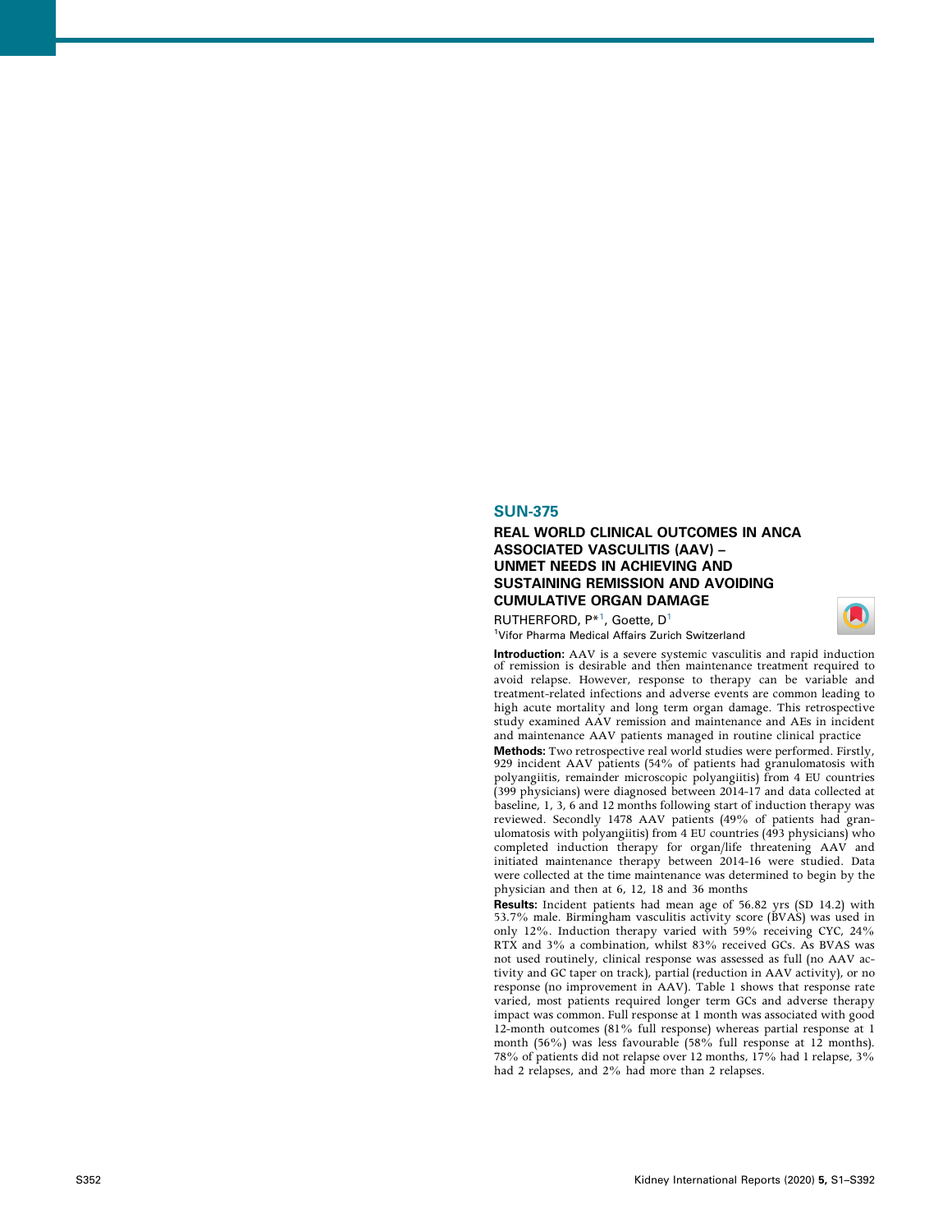## SUN-375

### REAL WORLD CLINICAL OUTCOMES IN ANCA ASSOCIATED VASCULITIS (AAV) – UNMET NEEDS IN ACHIEVING AND SUSTAINING REMISSION AND AVOIDING CUMULATIVE ORGAN DAMAGE

RUTHERFORD, P*[1], Goette, D[1]

[1]Vifor Pharma Medical Affairs Zurich Switzerland

**Introduction:** AAV is a severe systemic vasculitis and rapid induction of remission is desirable and then maintenance treatment required to avoid relapse. However, response to therapy can be variable and treatment-related infections and adverse events are common leading to high acute mortality and long term organ damage. This retrospective study examined AAV remission and maintenance and AEs in incident and maintenance AAV patients managed in routine clinical practice

**Methods:** Two retrospective real world studies were performed. Firstly, 929 incident AAV patients (54% of patients had granulomatosis with polyangiitis, remainder microscopic polyangiitis) from 4 EU countries (399 physicians) were diagnosed between 2014-17 and data collected at baseline, 1, 3, 6 and 12 months following start of induction therapy was reviewed. Secondly 1478 AAV patients (49% of patients had granulomatosis with polyangiitis) from 4 EU countries (493 physicians) who completed induction therapy for organ/life threatening AAV and initiated maintenance therapy between 2014-16 were studied. Data were collected at the time maintenance was determined to begin by the physician and then at 6, 12, 18 and 36 months

**Results:** Incident patients had mean age of 56.82 yrs (SD 14.2) with 53.7% male. Birmingham vasculitis activity score (BVAS) was used in only 12%. Induction therapy varied with 59% receiving CYC, 24% RTX and 3% a combination, whilst 83% received GCs. As BVAS was not used routinely, clinical response was assessed as full (no AAV activity and GC taper on track), partial (reduction in AAV activity), or no response (no improvement in AAV). Table 1 shows that response rate varied, most patients required longer term GCs and adverse therapy impact was common. Full response at 1 month was associated with good 12-month outcomes (81% full response) whereas partial response at 1 month (56%) was less favourable (58% full response at 12 months). 78% of patients did not relapse over 12 months, 17% had 1 relapse, 3% had 2 relapses, and 2% had more than 2 relapses.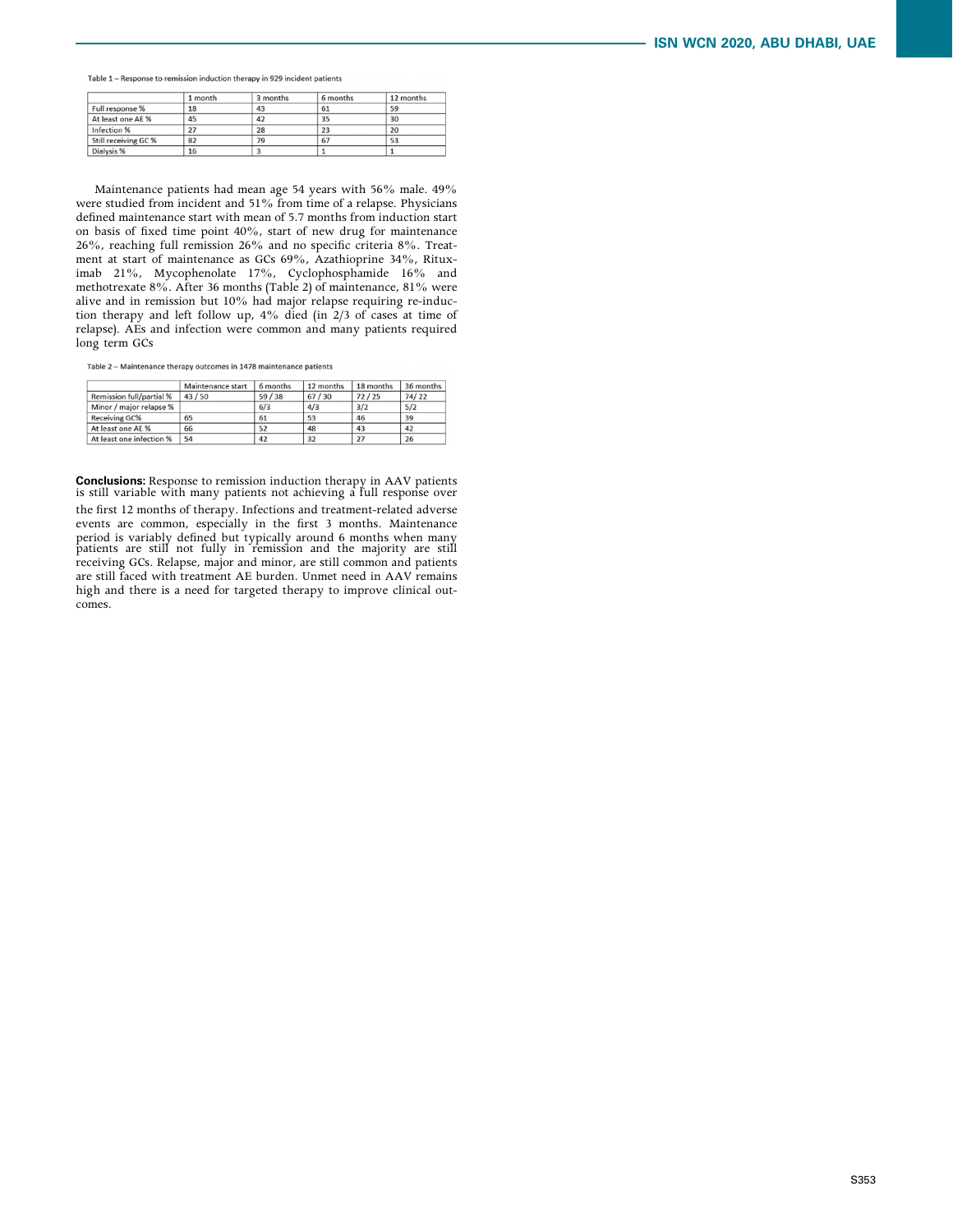Table 1 – Response to remission induction therapy in 929 incident patients

| | 1 month | 3 months | 6 months | 12 months |
|---|---|---|---|---|
| Full response % | 18 | 43 | 61 | 59 |
| At least one AE % | 45 | 42 | 35 | 30 |
| Infection % | 27 | 28 | 23 | 20 |
| Still receiving GC % | 82 | 79 | 67 | 53 |
| Dialysis % | 16 | 3 | 1 | 1 |

Maintenance patients had mean age 54 years with 56% male. 49% were studied from incident and 51% from time of a relapse. Physicians defined maintenance start with mean of 5.7 months from induction start on basis of fixed time point 40%, start of new drug for maintenance 26%, reaching full remission 26% and no specific criteria 8%. Treatment at start of maintenance as GCs 69%, Azathioprine 34%, Rituximab 21%, Mycophenolate 17%, Cyclophosphamide 16% and methotrexate 8%. After 36 months (Table 2) of maintenance, 81% were alive and in remission but 10% had major relapse requiring re-induction therapy and left follow up, 4% died (in 2/3 of cases at time of relapse). AEs and infection were common and many patients required long term GCs

Table 2 – Maintenance therapy outcomes in 1478 maintenance patients

| | Maintenance start | 6 months | 12 months | 18 months | 36 months |
|---|---|---|---|---|---|
| Remission full/partial % | 43 / 50 | 59 / 38 | 67 / 30 | 72 / 25 | 74/ 22 |
| Minor / major relapse % | | 6/3 | 4/3 | 3/2 | 5/2 |
| Receiving GC% | 65 | 61 | 53 | 46 | 39 |
| At least one AE % | 66 | 52 | 48 | 43 | 42 |
| At least one infection % | 54 | 42 | 32 | 27 | 26 |

**Conclusions:** Response to remission induction therapy in AAV patients is still variable with many patients not achieving a full response over the first 12 months of therapy. Infections and treatment-related adverse events are common, especially in the first 3 months. Maintenance period is variably defined but typically around 6 months when many patients are still not fully in remission and the majority are still receiving GCs. Relapse, major and minor, are still common and patients are still faced with treatment AE burden. Unmet need in AAV remains high and there is a need for targeted therapy to improve clinical outcomes.